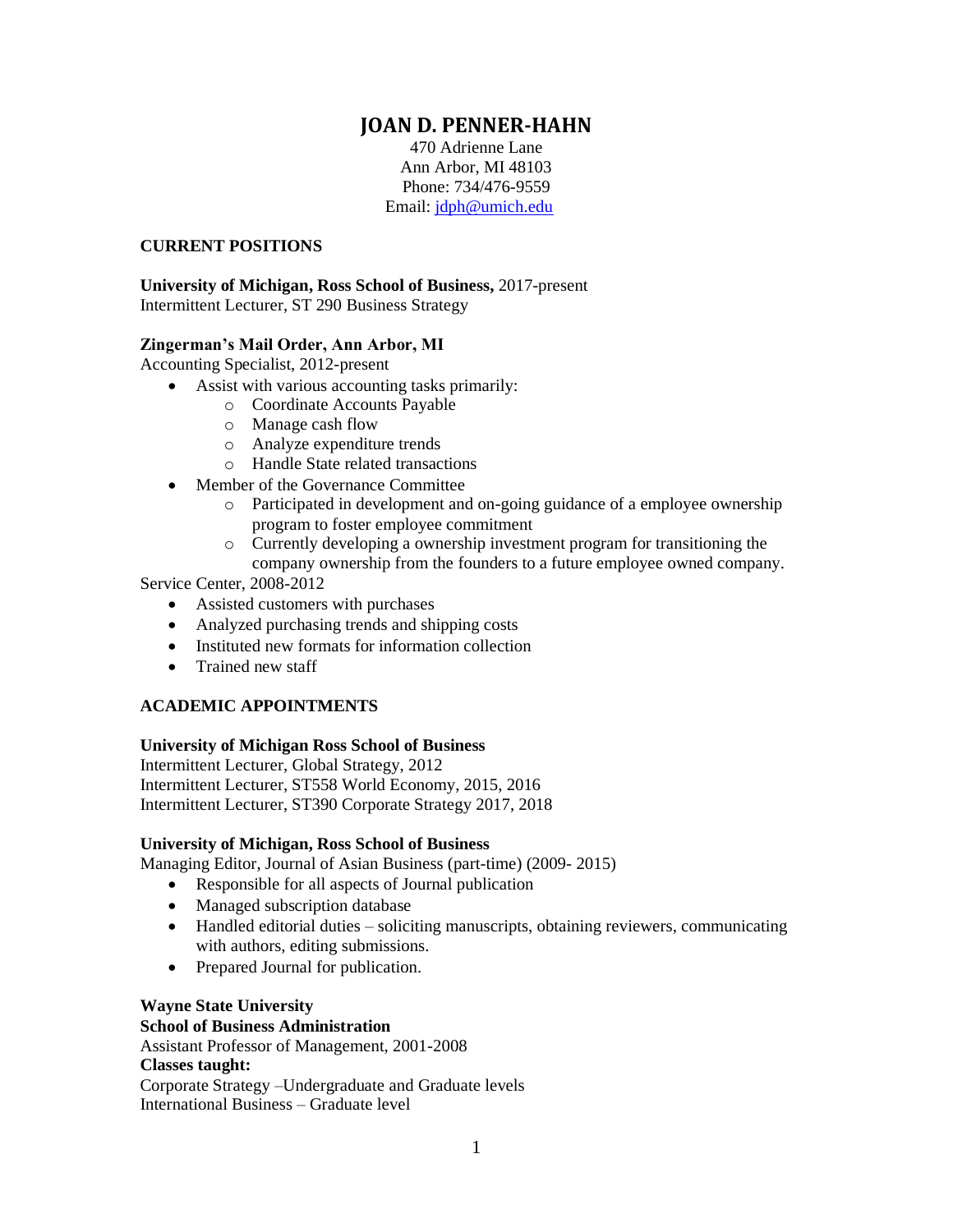# JOAN D. PENNER-HAHN

470 Adrienne Lane
Ann Arbor, MI 48103
Phone: 734/476-9559
Email: jdph@umich.edu

## CURRENT POSITIONS

**University of Michigan, Ross School of Business,** 2017-present
Intermittent Lecturer, ST 290 Business Strategy

**Zingerman's Mail Order, Ann Arbor, MI**
Accounting Specialist, 2012-present

- Assist with various accounting tasks primarily:
  - Coordinate Accounts Payable
  - Manage cash flow
  - Analyze expenditure trends
  - Handle State related transactions
- Member of the Governance Committee
  - Participated in development and on-going guidance of a employee ownership program to foster employee commitment
  - Currently developing a ownership investment program for transitioning the company ownership from the founders to a future employee owned company.

Service Center, 2008-2012

- Assisted customers with purchases
- Analyzed purchasing trends and shipping costs
- Instituted new formats for information collection
- Trained new staff

## ACADEMIC APPOINTMENTS

**University of Michigan Ross School of Business**
Intermittent Lecturer, Global Strategy, 2012
Intermittent Lecturer, ST558 World Economy, 2015, 2016
Intermittent Lecturer, ST390 Corporate Strategy 2017, 2018

**University of Michigan, Ross School of Business**
Managing Editor, Journal of Asian Business (part-time) (2009- 2015)

- Responsible for all aspects of Journal publication
- Managed subscription database
- Handled editorial duties – soliciting manuscripts, obtaining reviewers, communicating with authors, editing submissions.
- Prepared Journal for publication.

**Wayne State University**
**School of Business Administration**
Assistant Professor of Management, 2001-2008
**Classes taught:**
Corporate Strategy –Undergraduate and Graduate levels
International Business – Graduate level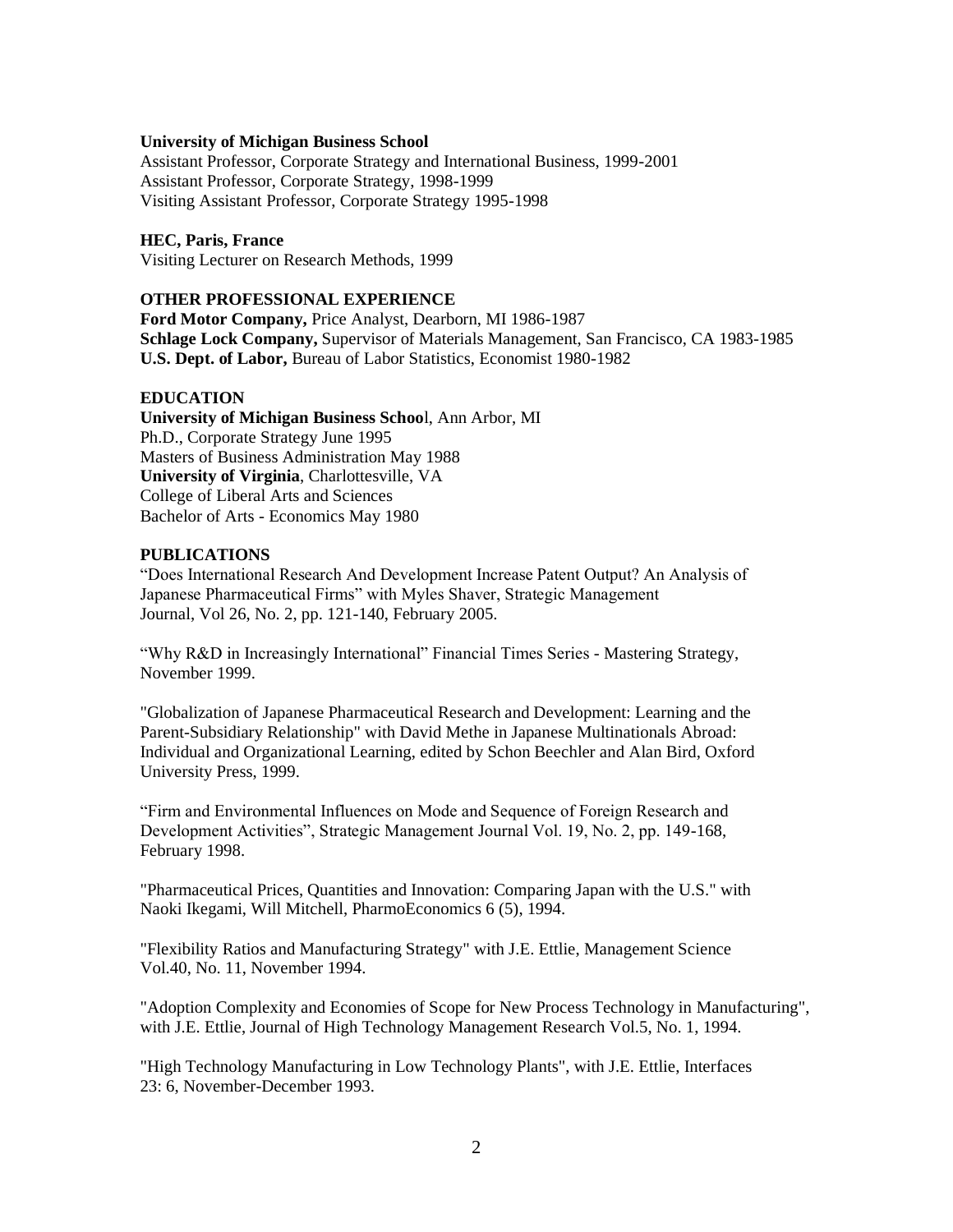**University of Michigan Business School**
Assistant Professor, Corporate Strategy and International Business, 1999-2001
Assistant Professor, Corporate Strategy, 1998-1999
Visiting Assistant Professor, Corporate Strategy 1995-1998

**HEC, Paris, France**
Visiting Lecturer on Research Methods, 1999

**OTHER PROFESSIONAL EXPERIENCE**
**Ford Motor Company,** Price Analyst, Dearborn, MI 1986-1987
**Schlage Lock Company,** Supervisor of Materials Management, San Francisco, CA 1983-1985
**U.S. Dept. of Labor,** Bureau of Labor Statistics, Economist 1980-1982

**EDUCATION**
**University of Michigan Business Schoo**l, Ann Arbor, MI
Ph.D., Corporate Strategy June 1995
Masters of Business Administration May 1988
**University of Virginia**, Charlottesville, VA
College of Liberal Arts and Sciences
Bachelor of Arts - Economics May 1980

**PUBLICATIONS**
"Does International Research And Development Increase Patent Output? An Analysis of Japanese Pharmaceutical Firms" with Myles Shaver, Strategic Management Journal, Vol 26, No. 2, pp. 121-140, February 2005.

"Why R&D in Increasingly International" Financial Times Series - Mastering Strategy, November 1999.

"Globalization of Japanese Pharmaceutical Research and Development: Learning and the Parent-Subsidiary Relationship" with David Methe in Japanese Multinationals Abroad: Individual and Organizational Learning, edited by Schon Beechler and Alan Bird, Oxford University Press, 1999.

"Firm and Environmental Influences on Mode and Sequence of Foreign Research and Development Activities", Strategic Management Journal Vol. 19, No. 2, pp. 149-168, February 1998.

"Pharmaceutical Prices, Quantities and Innovation: Comparing Japan with the U.S." with Naoki Ikegami, Will Mitchell, PharmoEconomics 6 (5), 1994.

"Flexibility Ratios and Manufacturing Strategy" with J.E. Ettlie, Management Science Vol.40, No. 11, November 1994.

"Adoption Complexity and Economies of Scope for New Process Technology in Manufacturing", with J.E. Ettlie, Journal of High Technology Management Research Vol.5, No. 1, 1994.

"High Technology Manufacturing in Low Technology Plants", with J.E. Ettlie, Interfaces 23: 6, November-December 1993.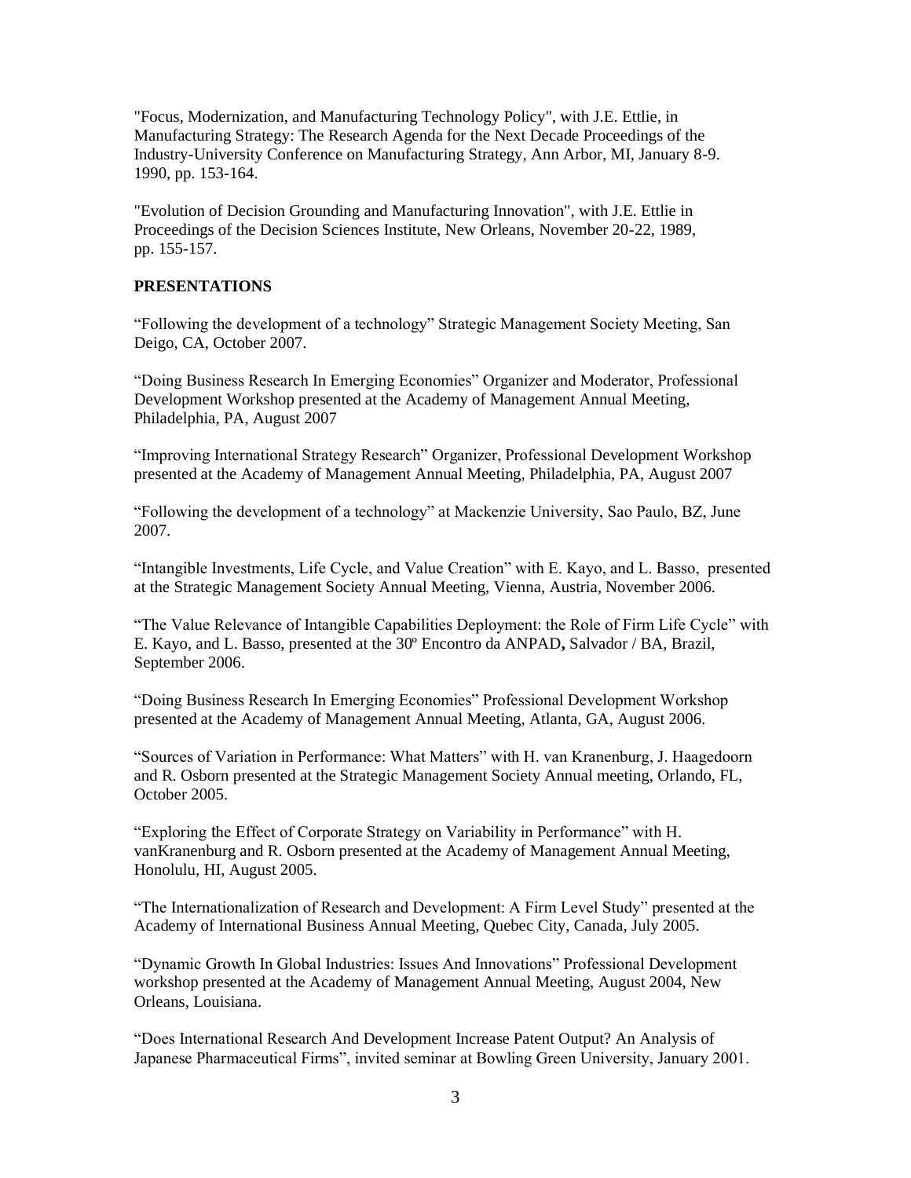"Focus, Modernization, and Manufacturing Technology Policy", with J.E. Ettlie, in Manufacturing Strategy: The Research Agenda for the Next Decade Proceedings of the Industry-University Conference on Manufacturing Strategy, Ann Arbor, MI, January 8-9. 1990, pp. 153-164.

"Evolution of Decision Grounding and Manufacturing Innovation", with J.E. Ettlie in Proceedings of the Decision Sciences Institute, New Orleans, November 20-22, 1989, pp. 155-157.

**PRESENTATIONS**

“Following the development of a technology” Strategic Management Society Meeting, San Deigo, CA, October 2007.

“Doing Business Research In Emerging Economies” Organizer and Moderator, Professional Development Workshop presented at the Academy of Management Annual Meeting, Philadelphia, PA, August 2007

“Improving International Strategy Research” Organizer, Professional Development Workshop presented at the Academy of Management Annual Meeting, Philadelphia, PA, August 2007

“Following the development of a technology” at Mackenzie University, Sao Paulo, BZ, June 2007.

“Intangible Investments, Life Cycle, and Value Creation” with E. Kayo, and L. Basso, presented at the Strategic Management Society Annual Meeting, Vienna, Austria, November 2006.

“The Value Relevance of Intangible Capabilities Deployment: the Role of Firm Life Cycle” with E. Kayo, and L. Basso, presented at the 30º Encontro da ANPAD**,** Salvador / BA, Brazil, September 2006.

“Doing Business Research In Emerging Economies” Professional Development Workshop presented at the Academy of Management Annual Meeting, Atlanta, GA, August 2006.

“Sources of Variation in Performance: What Matters” with H. van Kranenburg, J. Haagedoorn and R. Osborn presented at the Strategic Management Society Annual meeting, Orlando, FL, October 2005.

“Exploring the Effect of Corporate Strategy on Variability in Performance” with H. vanKranenburg and R. Osborn presented at the Academy of Management Annual Meeting, Honolulu, HI, August 2005.

“The Internationalization of Research and Development: A Firm Level Study” presented at the Academy of International Business Annual Meeting, Quebec City, Canada, July 2005.

“Dynamic Growth In Global Industries: Issues And Innovations” Professional Development workshop presented at the Academy of Management Annual Meeting, August 2004, New Orleans, Louisiana.

“Does International Research And Development Increase Patent Output? An Analysis of Japanese Pharmaceutical Firms”, invited seminar at Bowling Green University, January 2001.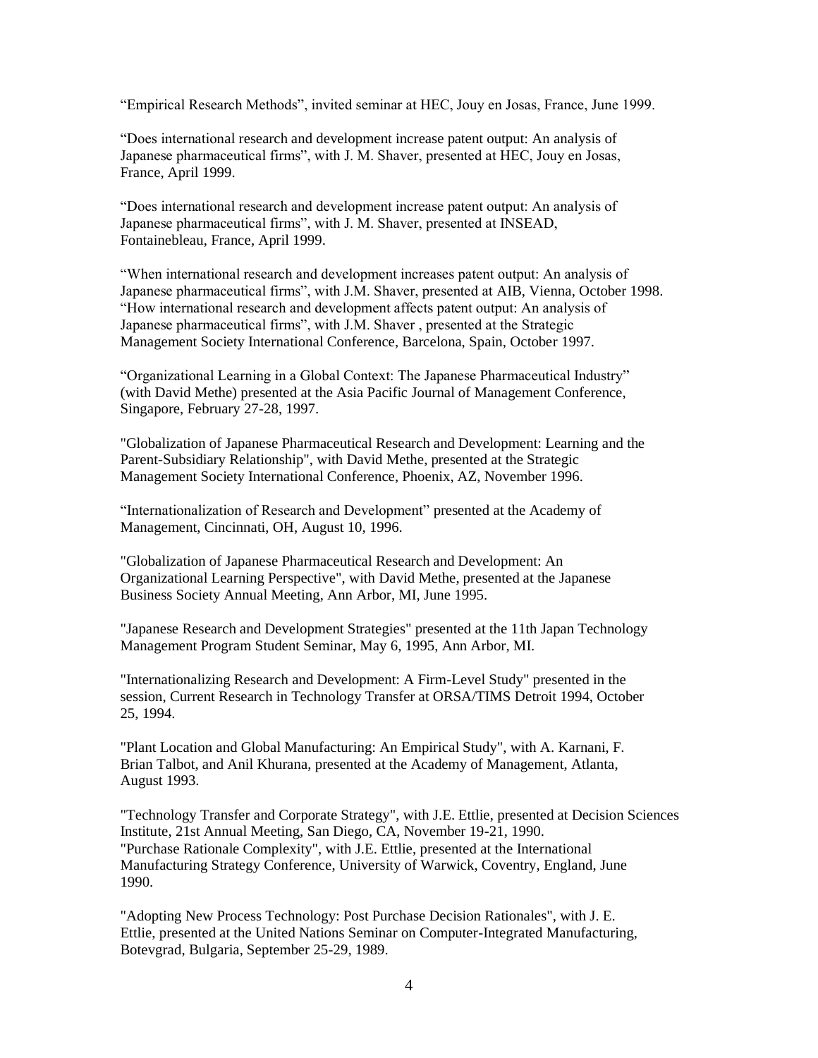"Empirical Research Methods", invited seminar at HEC, Jouy en Josas, France, June 1999.

"Does international research and development increase patent output: An analysis of Japanese pharmaceutical firms", with J. M. Shaver, presented at HEC, Jouy en Josas, France, April 1999.

"Does international research and development increase patent output: An analysis of Japanese pharmaceutical firms", with J. M. Shaver, presented at INSEAD, Fontainebleau, France, April 1999.

"When international research and development increases patent output: An analysis of Japanese pharmaceutical firms", with J.M. Shaver, presented at AIB, Vienna, October 1998.

"How international research and development affects patent output: An analysis of Japanese pharmaceutical firms", with J.M. Shaver , presented at the Strategic Management Society International Conference, Barcelona, Spain, October 1997.

"Organizational Learning in a Global Context: The Japanese Pharmaceutical Industry" (with David Methe) presented at the Asia Pacific Journal of Management Conference, Singapore, February 27-28, 1997.

"Globalization of Japanese Pharmaceutical Research and Development: Learning and the Parent-Subsidiary Relationship", with David Methe, presented at the Strategic Management Society International Conference, Phoenix, AZ, November 1996.

"Internationalization of Research and Development" presented at the Academy of Management, Cincinnati, OH, August 10, 1996.

"Globalization of Japanese Pharmaceutical Research and Development: An Organizational Learning Perspective", with David Methe, presented at the Japanese Business Society Annual Meeting, Ann Arbor, MI, June 1995.

"Japanese Research and Development Strategies" presented at the 11th Japan Technology Management Program Student Seminar, May 6, 1995, Ann Arbor, MI.

"Internationalizing Research and Development: A Firm-Level Study" presented in the session, Current Research in Technology Transfer at ORSA/TIMS Detroit 1994, October 25, 1994.

"Plant Location and Global Manufacturing: An Empirical Study", with A. Karnani, F. Brian Talbot, and Anil Khurana, presented at the Academy of Management, Atlanta, August 1993.

"Technology Transfer and Corporate Strategy", with J.E. Ettlie, presented at Decision Sciences Institute, 21st Annual Meeting, San Diego, CA, November 19-21, 1990.

"Purchase Rationale Complexity", with J.E. Ettlie, presented at the International Manufacturing Strategy Conference, University of Warwick, Coventry, England, June 1990.

"Adopting New Process Technology: Post Purchase Decision Rationales", with J. E. Ettlie, presented at the United Nations Seminar on Computer-Integrated Manufacturing, Botevgrad, Bulgaria, September 25-29, 1989.